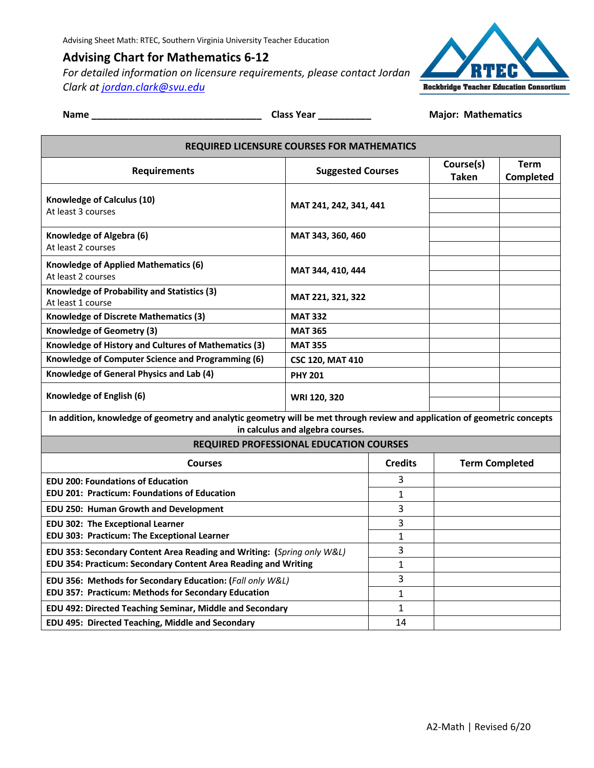Advising Sheet Math: RTEC, Southern Virginia University Teacher Education

## Advising Chart for Mathematics 6-12

*For detailed information on licensure requirements, please contact Jordan Clark at [jordan.clark@svu.edu](mailto:jordan.clark@svu.edu)*

RTEC
Rockbridge Teacher Education Consortium

**Name** ________________________________ **Class Year** __________ **Major: Mathematics**

| REQUIRED LICENSURE COURSES FOR MATHEMATICS | | | |
|---|---|---|---|
| **Requirements** | **Suggested Courses** | **Course(s) Taken** | **Term Completed** |
| **Knowledge of Calculus (10)**<br>At least 3 courses | **MAT 241, 242, 341, 441** | | |
| | | | |
| | | | |
| **Knowledge of Algebra (6)**<br>At least 2 courses | **MAT 343, 360, 460** | | |
| | | | |
| **Knowledge of Applied Mathematics (6)**<br>At least 2 courses | **MAT 344, 410, 444** | | |
| | | | |
| **Knowledge of Probability and Statistics (3)**<br>At least 1 course | **MAT 221, 321, 322** | | |
| **Knowledge of Discrete Mathematics (3)** | **MAT 332** | | |
| **Knowledge of Geometry (3)** | **MAT 365** | | |
| **Knowledge of History and Cultures of Mathematics (3)** | **MAT 355** | | |
| **Knowledge of Computer Science and Programming (6)** | **CSC 120, MAT 410** | | |
| **Knowledge of General Physics and Lab (4)** | **PHY 201** | | |
| **Knowledge of English (6)** | **WRI 120, 320** | | |
| | | | |
| **In addition, knowledge of geometry and analytic geometry will be met through review and application of geometric concepts in calculus and algebra courses.** | | | |

| REQUIRED PROFESSIONAL EDUCATION COURSES | | |
|---|---|---|
| **Courses** | **Credits** | **Term Completed** |
| **EDU 200: Foundations of Education** | 3 | |
| **EDU 201: Practicum: Foundations of Education** | 1 | |
| **EDU 250: Human Growth and Development** | 3 | |
| **EDU 302: The Exceptional Learner** | 3 | |
| **EDU 303: Practicum: The Exceptional Learner** | 1 | |
| **EDU 353: Secondary Content Area Reading and Writing: (***Spring only W&L***)** | 3 | |
| **EDU 354: Practicum: Secondary Content Area Reading and Writing** | 1 | |
| **EDU 356: Methods for Secondary Education: (***Fall only W&L***)** | 3 | |
| **EDU 357: Practicum: Methods for Secondary Education** | 1 | |
| **EDU 492: Directed Teaching Seminar, Middle and Secondary** | 1 | |
| **EDU 495: Directed Teaching, Middle and Secondary** | 14 | |

A2-Math | Revised 6/20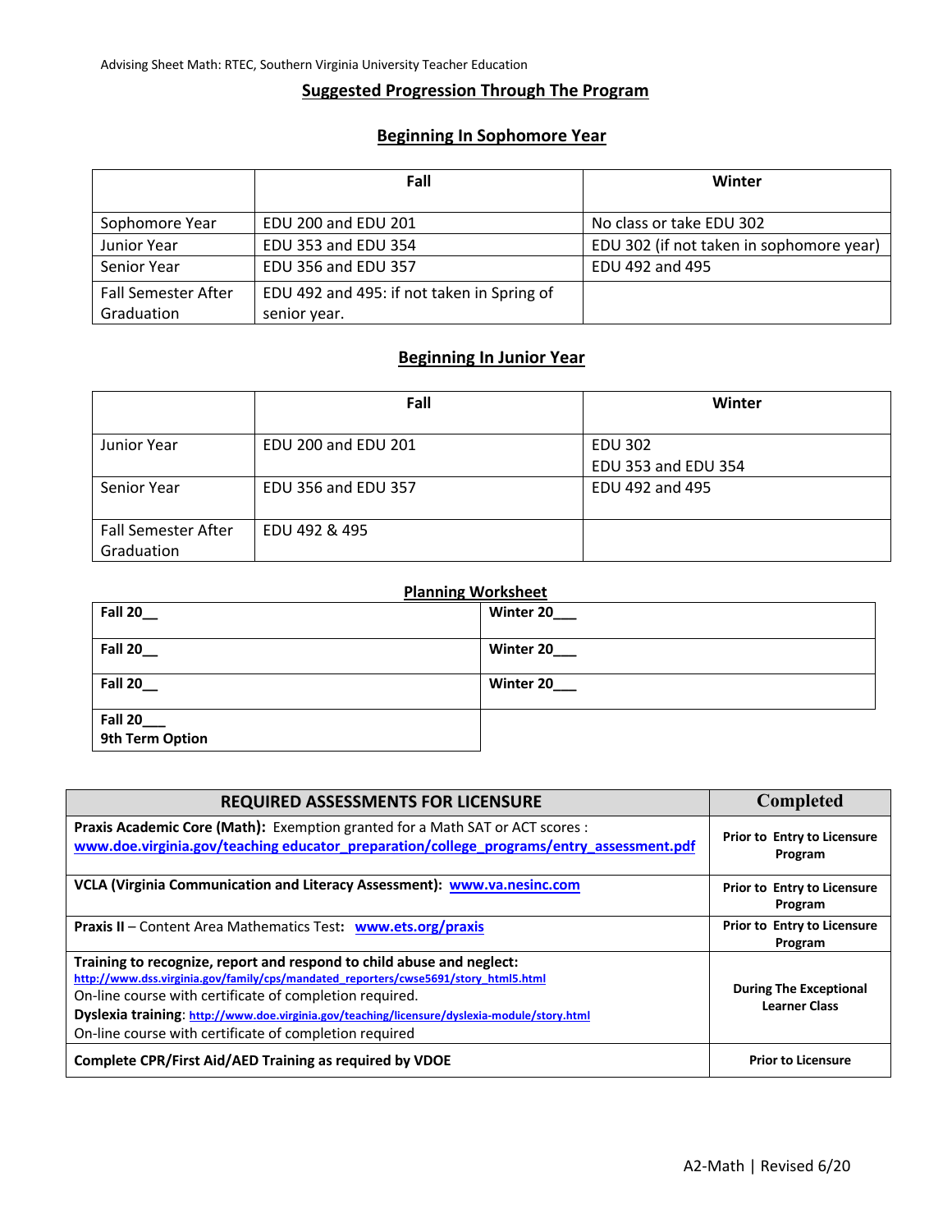Advising Sheet Math: RTEC, Southern Virginia University Teacher Education

## Suggested Progression Through The Program

### Beginning In Sophomore Year

| | Fall | Winter |
|---|---|---|
| Sophomore Year | EDU 200 and EDU 201 | No class or take EDU 302 |
| Junior Year | EDU 353 and EDU 354 | EDU 302 (if not taken in sophomore year) |
| Senior Year | EDU 356 and EDU 357 | EDU 492 and 495 |
| Fall Semester After Graduation | EDU 492 and 495: if not taken in Spring of senior year. | |

### Beginning In Junior Year

| | Fall | Winter |
|---|---|---|
| Junior Year | EDU 200 and EDU 201 | EDU 302<br>EDU 353 and EDU 354 |
| Senior Year | EDU 356 and EDU 357 | EDU 492 and 495 |
| Fall Semester After Graduation | EDU 492 & 495 | |

### Planning Worksheet

| | |
|---|---|
| **Fall 20__** | **Winter 20___** |
| **Fall 20__** | **Winter 20___** |
| **Fall 20__** | **Winter 20___** |
| **Fall 20___**<br>**9th Term Option** | |

| REQUIRED ASSESSMENTS FOR LICENSURE | Completed |
|---|---|
| **Praxis Academic Core (Math):** Exemption granted for a Math SAT or ACT scores : www.doe.virginia.gov/teaching educator_preparation/college_programs/entry_assessment.pdf | **Prior to Entry to Licensure Program** |
| **VCLA (Virginia Communication and Literacy Assessment): www.va.nesinc.com** | **Prior to Entry to Licensure Program** |
| **Praxis II** – Content Area Mathematics Test**: www.ets.org/praxis** | **Prior to Entry to Licensure Program** |
| **Training to recognize, report and respond to child abuse and neglect:** http://www.dss.virginia.gov/family/cps/mandated_reporters/cwse5691/story_html5.html<br>On-line course with certificate of completion required.<br>**Dyslexia training**: http://www.doe.virginia.gov/teaching/licensure/dyslexia-module/story.html<br>On-line course with certificate of completion required | **During The Exceptional Learner Class** |
| **Complete CPR/First Aid/AED Training as required by VDOE** | **Prior to Licensure** |

A2-Math | Revised 6/20